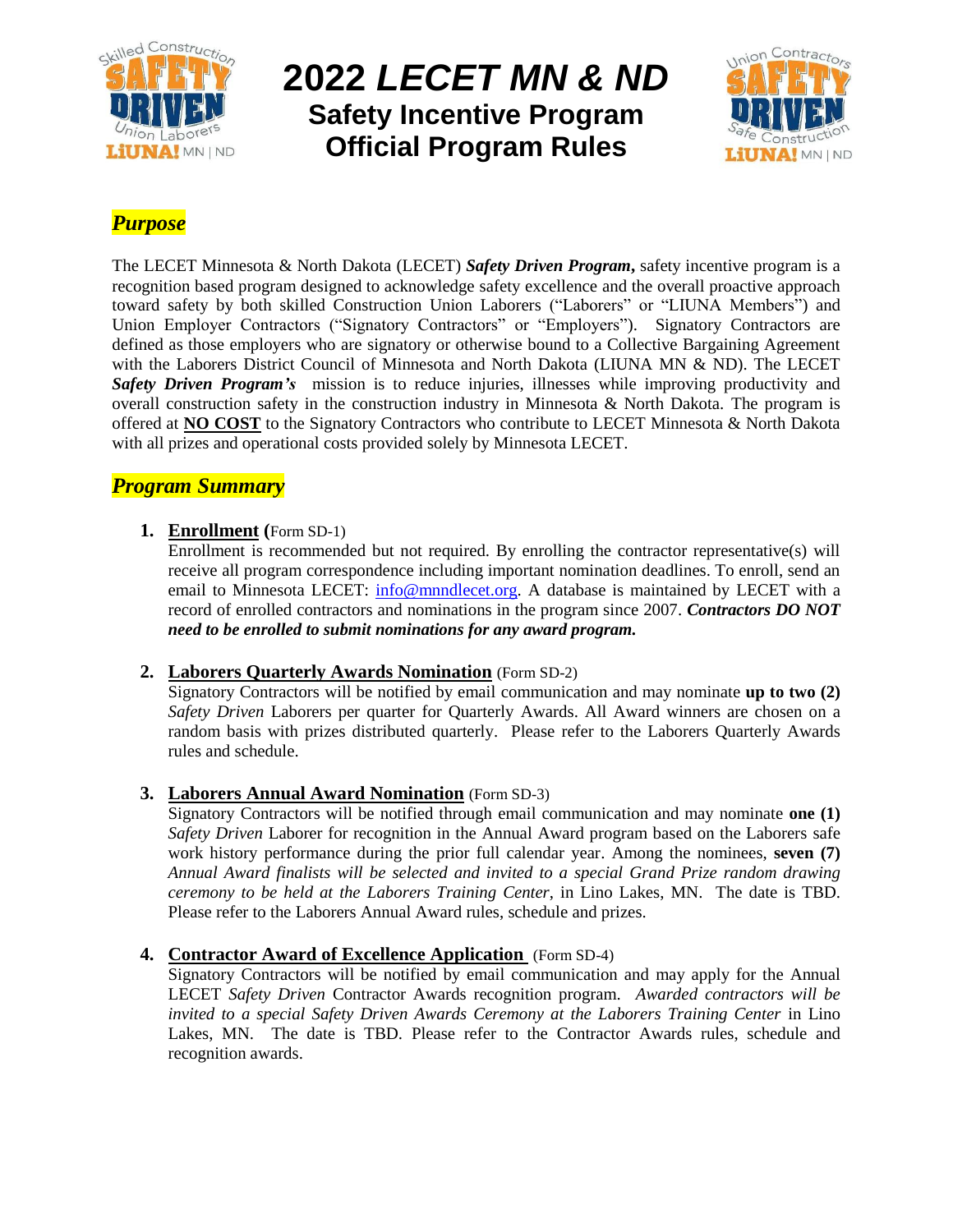# 2022 *LECET MN & ND*
## Safety Incentive Program
## Official Program Rules

## *Purpose*

The LECET Minnesota & North Dakota (LECET) ***Safety Driven Program*,** safety incentive program is a recognition based program designed to acknowledge safety excellence and the overall proactive approach toward safety by both skilled Construction Union Laborers ("Laborers" or "LIUNA Members") and Union Employer Contractors ("Signatory Contractors" or "Employers"). Signatory Contractors are defined as those employers who are signatory or otherwise bound to a Collective Bargaining Agreement with the Laborers District Council of Minnesota and North Dakota (LIUNA MN & ND). The LECET ***Safety Driven Program's*** mission is to reduce injuries, illnesses while improving productivity and overall construction safety in the construction industry in Minnesota & North Dakota. The program is offered at **NO COST** to the Signatory Contractors who contribute to LECET Minnesota & North Dakota with all prizes and operational costs provided solely by Minnesota LECET.

## *Program Summary*

1. **Enrollment (**Form SD-1)
   Enrollment is recommended but not required. By enrolling the contractor representative(s) will receive all program correspondence including important nomination deadlines. To enroll, send an email to Minnesota LECET: info@mnndlecet.org. A database is maintained by LECET with a record of enrolled contractors and nominations in the program since 2007. ***Contractors DO NOT need to be enrolled to submit nominations for any award program.***

2. **Laborers Quarterly Awards Nomination** (Form SD-2)
   Signatory Contractors will be notified by email communication and may nominate **up to two (2)** *Safety Driven* Laborers per quarter for Quarterly Awards. All Award winners are chosen on a random basis with prizes distributed quarterly. Please refer to the Laborers Quarterly Awards rules and schedule.

3. **Laborers Annual Award Nomination** (Form SD-3)
   Signatory Contractors will be notified through email communication and may nominate **one (1)** *Safety Driven* Laborer for recognition in the Annual Award program based on the Laborers safe work history performance during the prior full calendar year. Among the nominees, **seven (7)** *Annual Award finalists will be selected and invited to a special Grand Prize random drawing ceremony to be held at the Laborers Training Center*, in Lino Lakes, MN. The date is TBD. Please refer to the Laborers Annual Award rules, schedule and prizes.

4. **Contractor Award of Excellence Application** (Form SD-4)
   Signatory Contractors will be notified by email communication and may apply for the Annual LECET *Safety Driven* Contractor Awards recognition program. *Awarded contractors will be invited to a special Safety Driven Awards Ceremony at the Laborers Training Center* in Lino Lakes, MN. The date is TBD. Please refer to the Contractor Awards rules, schedule and recognition awards.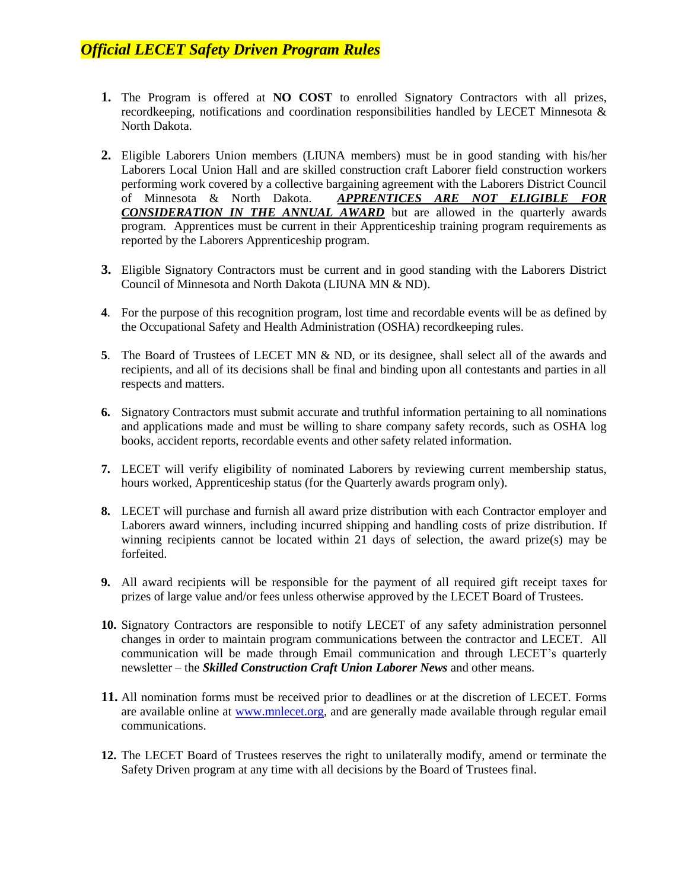## *Official LECET Safety Driven Program Rules*

1. The Program is offered at **NO COST** to enrolled Signatory Contractors with all prizes, recordkeeping, notifications and coordination responsibilities handled by LECET Minnesota & North Dakota.

2. Eligible Laborers Union members (LIUNA members) must be in good standing with his/her Laborers Local Union Hall and are skilled construction craft Laborer field construction workers performing work covered by a collective bargaining agreement with the Laborers District Council of Minnesota & North Dakota. ***APPRENTICES ARE NOT ELIGIBLE FOR CONSIDERATION IN THE ANNUAL AWARD*** but are allowed in the quarterly awards program. Apprentices must be current in their Apprenticeship training program requirements as reported by the Laborers Apprenticeship program.

3. Eligible Signatory Contractors must be current and in good standing with the Laborers District Council of Minnesota and North Dakota (LIUNA MN & ND).

4. For the purpose of this recognition program, lost time and recordable events will be as defined by the Occupational Safety and Health Administration (OSHA) recordkeeping rules.

5. The Board of Trustees of LECET MN & ND, or its designee, shall select all of the awards and recipients, and all of its decisions shall be final and binding upon all contestants and parties in all respects and matters.

6. Signatory Contractors must submit accurate and truthful information pertaining to all nominations and applications made and must be willing to share company safety records, such as OSHA log books, accident reports, recordable events and other safety related information.

7. LECET will verify eligibility of nominated Laborers by reviewing current membership status, hours worked, Apprenticeship status (for the Quarterly awards program only).

8. LECET will purchase and furnish all award prize distribution with each Contractor employer and Laborers award winners, including incurred shipping and handling costs of prize distribution. If winning recipients cannot be located within 21 days of selection, the award prize(s) may be forfeited.

9. All award recipients will be responsible for the payment of all required gift receipt taxes for prizes of large value and/or fees unless otherwise approved by the LECET Board of Trustees.

10. Signatory Contractors are responsible to notify LECET of any safety administration personnel changes in order to maintain program communications between the contractor and LECET. All communication will be made through Email communication and through LECET's quarterly newsletter – the ***Skilled Construction Craft Union Laborer News*** and other means.

11. All nomination forms must be received prior to deadlines or at the discretion of LECET. Forms are available online at [www.mnlecet.org](http://www.mnlecet.org), and are generally made available through regular email communications.

12. The LECET Board of Trustees reserves the right to unilaterally modify, amend or terminate the Safety Driven program at any time with all decisions by the Board of Trustees final.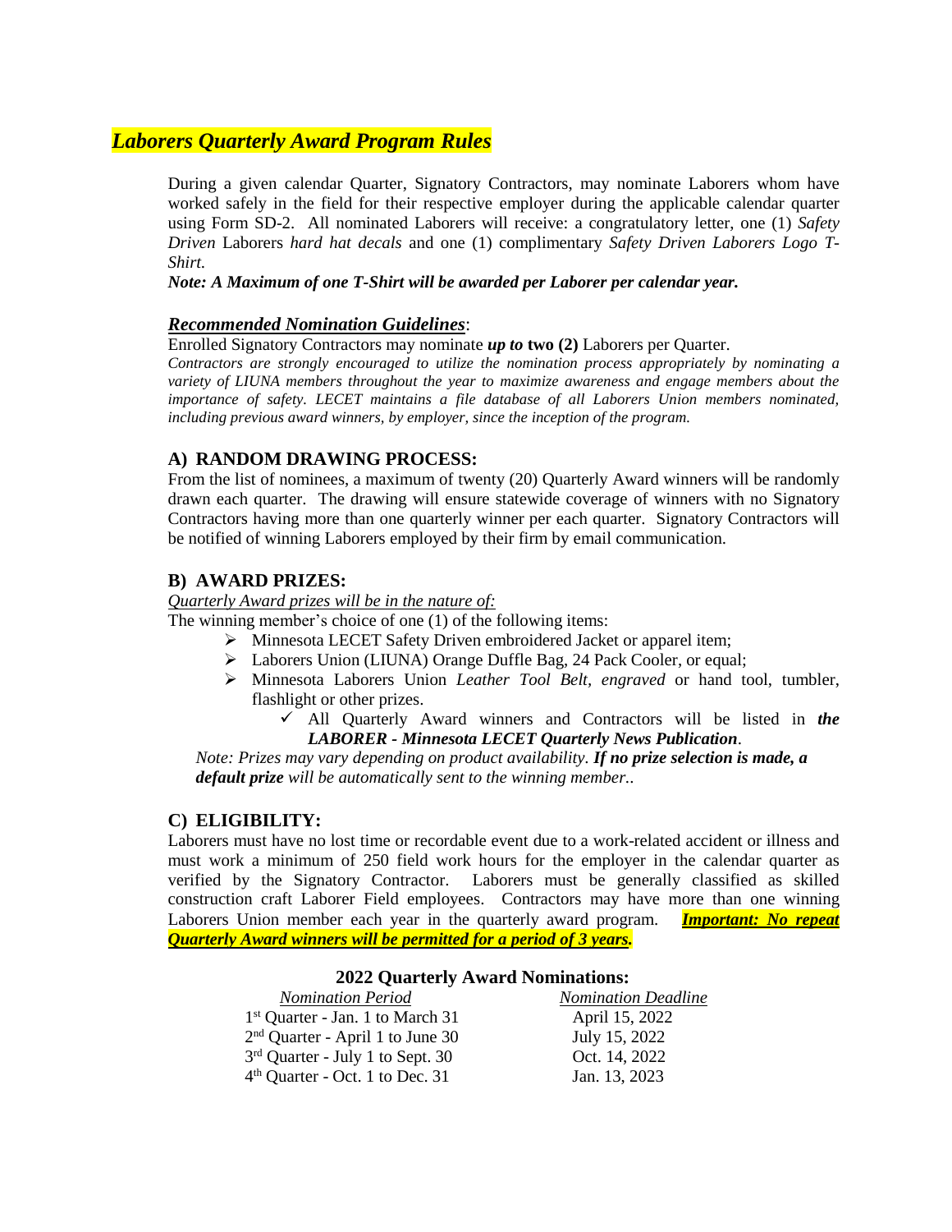# *Laborers Quarterly Award Program Rules*

During a given calendar Quarter, Signatory Contractors, may nominate Laborers whom have worked safely in the field for their respective employer during the applicable calendar quarter using Form SD-2. All nominated Laborers will receive: a congratulatory letter, one (1) *Safety Driven* Laborers *hard hat decals* and one (1) complimentary *Safety Driven Laborers Logo T-Shirt*.

***Note: A Maximum of one T-Shirt will be awarded per Laborer per calendar year.***

## *Recommended Nomination Guidelines*:

Enrolled Signatory Contractors may nominate ***up to* two (2)** Laborers per Quarter.

*Contractors are strongly encouraged to utilize the nomination process appropriately by nominating a variety of LIUNA members throughout the year to maximize awareness and engage members about the importance of safety. LECET maintains a file database of all Laborers Union members nominated, including previous award winners, by employer, since the inception of the program.*

## A) RANDOM DRAWING PROCESS:

From the list of nominees, a maximum of twenty (20) Quarterly Award winners will be randomly drawn each quarter. The drawing will ensure statewide coverage of winners with no Signatory Contractors having more than one quarterly winner per each quarter. Signatory Contractors will be notified of winning Laborers employed by their firm by email communication.

## B) AWARD PRIZES:

*Quarterly Award prizes will be in the nature of:*

The winning member's choice of one (1) of the following items:

- Minnesota LECET Safety Driven embroidered Jacket or apparel item;
- Laborers Union (LIUNA) Orange Duffle Bag, 24 Pack Cooler, or equal;
- Minnesota Laborers Union *Leather Tool Belt*, *engraved* or hand tool, tumbler, flashlight or other prizes.
  - ✓ All Quarterly Award winners and Contractors will be listed in ***the LABORER - Minnesota LECET Quarterly News Publication***.

*Note: Prizes may vary depending on product availability.* ***If no prize selection is made, a default prize*** *will be automatically sent to the winning member..*

## C) ELIGIBILITY:

Laborers must have no lost time or recordable event due to a work-related accident or illness and must work a minimum of 250 field work hours for the employer in the calendar quarter as verified by the Signatory Contractor. Laborers must be generally classified as skilled construction craft Laborer Field employees. Contractors may have more than one winning Laborers Union member each year in the quarterly award program. ***Important: No repeat Quarterly Award winners will be permitted for a period of 3 years.***

### 2022 Quarterly Award Nominations:

| *Nomination Period* | *Nomination Deadline* |
|---|---|
| 1st Quarter - Jan. 1 to March 31 | April 15, 2022 |
| 2nd Quarter - April 1 to June 30 | July 15, 2022 |
| 3rd Quarter - July 1 to Sept. 30 | Oct. 14, 2022 |
| 4th Quarter - Oct. 1 to Dec. 31 | Jan. 13, 2023 |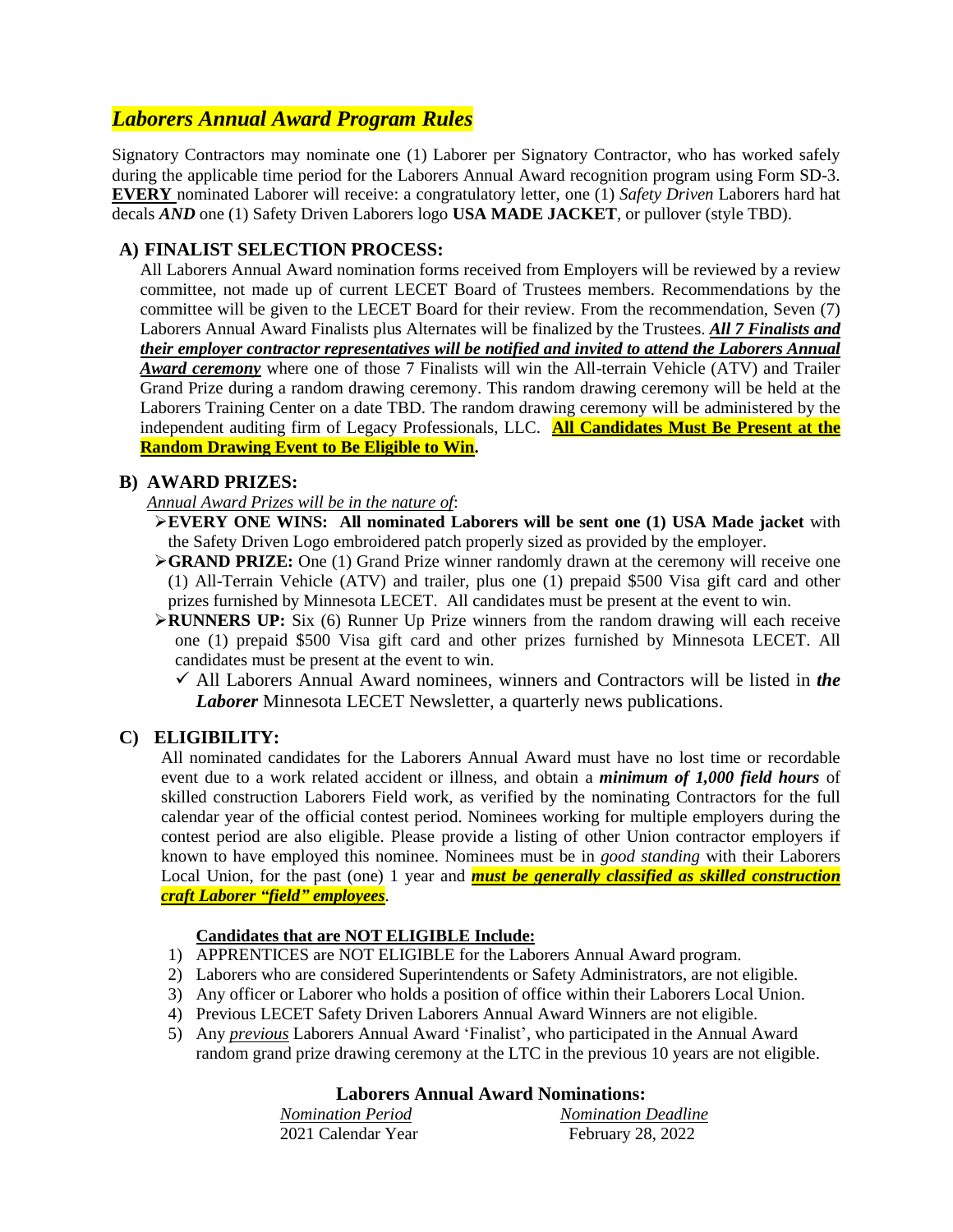## *Laborers Annual Award Program Rules*

Signatory Contractors may nominate one (1) Laborer per Signatory Contractor, who has worked safely during the applicable time period for the Laborers Annual Award recognition program using Form SD-3. **EVERY** nominated Laborer will receive: a congratulatory letter, one (1) *Safety Driven* Laborers hard hat decals ***AND*** one (1) Safety Driven Laborers logo **USA MADE JACKET**, or pullover (style TBD).

### A) FINALIST SELECTION PROCESS:

All Laborers Annual Award nomination forms received from Employers will be reviewed by a review committee, not made up of current LECET Board of Trustees members. Recommendations by the committee will be given to the LECET Board for their review. From the recommendation, Seven (7) Laborers Annual Award Finalists plus Alternates will be finalized by the Trustees. ***All 7 Finalists and their employer contractor representatives will be notified and invited to attend the Laborers Annual Award ceremony*** where one of those 7 Finalists will win the All-terrain Vehicle (ATV) and Trailer Grand Prize during a random drawing ceremony. This random drawing ceremony will be held at the Laborers Training Center on a date TBD. The random drawing ceremony will be administered by the independent auditing firm of Legacy Professionals, LLC. **All Candidates Must Be Present at the Random Drawing Event to Be Eligible to Win.**

### B) AWARD PRIZES:

*Annual Award Prizes will be in the nature of*:

- **EVERY ONE WINS: All nominated Laborers will be sent one (1) USA Made jacket** with the Safety Driven Logo embroidered patch properly sized as provided by the employer.
- **GRAND PRIZE:** One (1) Grand Prize winner randomly drawn at the ceremony will receive one (1) All-Terrain Vehicle (ATV) and trailer, plus one (1) prepaid $500 Visa gift card and other prizes furnished by Minnesota LECET. All candidates must be present at the event to win.
- **RUNNERS UP:** Six (6) Runner Up Prize winners from the random drawing will each receive one (1) prepaid $500 Visa gift card and other prizes furnished by Minnesota LECET. All candidates must be present at the event to win.
  - ✓ All Laborers Annual Award nominees, winners and Contractors will be listed in ***the Laborer*** Minnesota LECET Newsletter, a quarterly news publications.

### C) ELIGIBILITY:

All nominated candidates for the Laborers Annual Award must have no lost time or recordable event due to a work related accident or illness, and obtain a ***minimum of 1,000 field hours*** of skilled construction Laborers Field work, as verified by the nominating Contractors for the full calendar year of the official contest period. Nominees working for multiple employers during the contest period are also eligible. Please provide a listing of other Union contractor employers if known to have employed this nominee. Nominees must be in *good standing* with their Laborers Local Union, for the past (one) 1 year and ***must be generally classified as skilled construction craft Laborer "field" employees***.

**Candidates that are NOT ELIGIBLE Include:**

1) APPRENTICES are NOT ELIGIBLE for the Laborers Annual Award program.
2) Laborers who are considered Superintendents or Safety Administrators, are not eligible.
3) Any officer or Laborer who holds a position of office within their Laborers Local Union.
4) Previous LECET Safety Driven Laborers Annual Award Winners are not eligible.
5) Any *previous* Laborers Annual Award 'Finalist', who participated in the Annual Award random grand prize drawing ceremony at the LTC in the previous 10 years are not eligible.

**Laborers Annual Award Nominations:**

| *Nomination Period* | *Nomination Deadline* |
|---|---|
| 2021 Calendar Year | February 28, 2022 |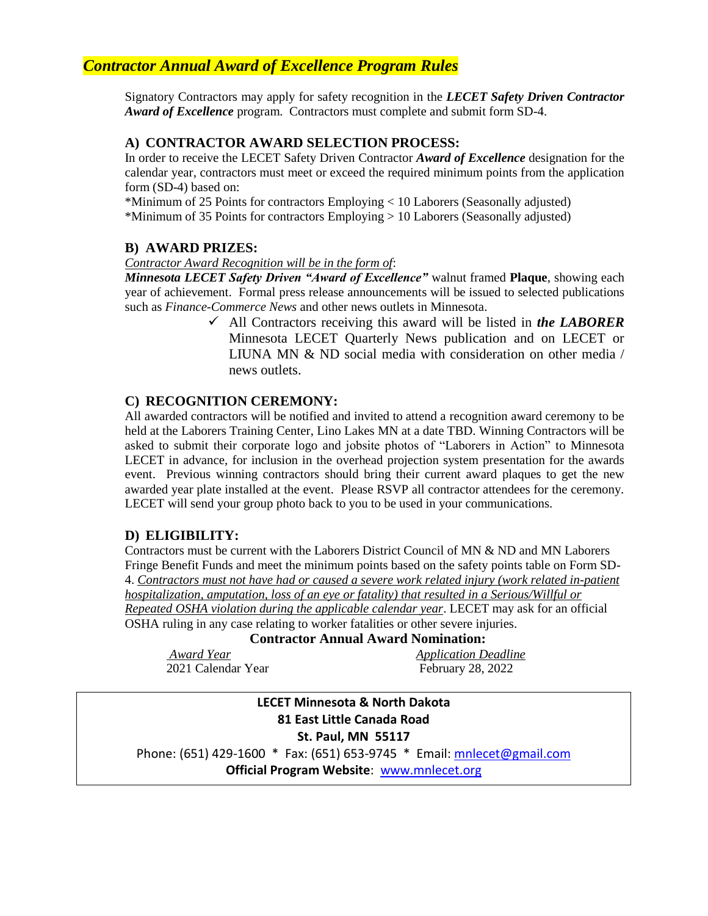# *Contractor Annual Award of Excellence Program Rules*

Signatory Contractors may apply for safety recognition in the ***LECET Safety Driven Contractor Award of Excellence*** program. Contractors must complete and submit form SD-4.

## A) CONTRACTOR AWARD SELECTION PROCESS:

In order to receive the LECET Safety Driven Contractor ***Award of Excellence*** designation for the calendar year, contractors must meet or exceed the required minimum points from the application form (SD-4) based on:

*Minimum of 25 Points for contractors Employing < 10 Laborers (Seasonally adjusted)
*Minimum of 35 Points for contractors Employing > 10 Laborers (Seasonally adjusted)

## B) AWARD PRIZES:

<u>*Contractor Award Recognition will be in the form of*</u>:
***Minnesota LECET Safety Driven "Award of Excellence"*** walnut framed **Plaque**, showing each year of achievement. Formal press release announcements will be issued to selected publications such as *Finance-Commerce News* and other news outlets in Minnesota.

- ✓ All Contractors receiving this award will be listed in ***the LABORER*** Minnesota LECET Quarterly News publication and on LECET or LIUNA MN & ND social media with consideration on other media / news outlets.

## C) RECOGNITION CEREMONY:

All awarded contractors will be notified and invited to attend a recognition award ceremony to be held at the Laborers Training Center, Lino Lakes MN at a date TBD. Winning Contractors will be asked to submit their corporate logo and jobsite photos of "Laborers in Action" to Minnesota LECET in advance, for inclusion in the overhead projection system presentation for the awards event. Previous winning contractors should bring their current award plaques to get the new awarded year plate installed at the event. Please RSVP all contractor attendees for the ceremony. LECET will send your group photo back to you to be used in your communications.

## D) ELIGIBILITY:

Contractors must be current with the Laborers District Council of MN & ND and MN Laborers Fringe Benefit Funds and meet the minimum points based on the safety points table on Form SD-4. <u>*Contractors must not have had or caused a severe work related injury (work related in-patient hospitalization, amputation, loss of an eye or fatality) that resulted in a Serious/Willful or Repeated OSHA violation during the applicable calendar year*</u>. LECET may ask for an official OSHA ruling in any case relating to worker fatalities or other severe injuries.

**Contractor Annual Award Nomination:**

| <u>*Award Year*</u> | <u>*Application Deadline*</u> |
|---|---|
| 2021 Calendar Year | February 28, 2022 |

**LECET Minnesota & North Dakota**
**81 East Little Canada Road**
**St. Paul, MN 55117**
Phone: (651) 429-1600 * Fax: (651) 653-9745 * Email: mnlecet@gmail.com
**Official Program Website**: www.mnlecet.org